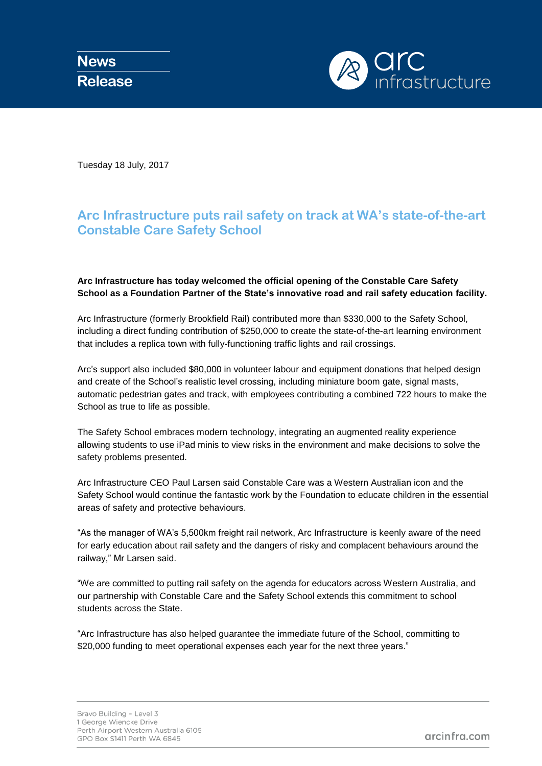**News Release**

Tuesday 18 July, 2017

## Arc Infrastructure puts rail safety on track at WA's state-of-the-art Constable Care Safety School

**Arc Infrastructure has today welcomed the official opening of the Constable Care Safety School as a Foundation Partner of the State's innovative road and rail safety education facility.**

Arc Infrastructure (formerly Brookfield Rail) contributed more than $330,000 to the Safety School, including a direct funding contribution of $250,000 to create the state-of-the-art learning environment that includes a replica town with fully-functioning traffic lights and rail crossings.

Arc's support also included $80,000 in volunteer labour and equipment donations that helped design and create of the School's realistic level crossing, including miniature boom gate, signal masts, automatic pedestrian gates and track, with employees contributing a combined 722 hours to make the School as true to life as possible.

The Safety School embraces modern technology, integrating an augmented reality experience allowing students to use iPad minis to view risks in the environment and make decisions to solve the safety problems presented.

Arc Infrastructure CEO Paul Larsen said Constable Care was a Western Australian icon and the Safety School would continue the fantastic work by the Foundation to educate children in the essential areas of safety and protective behaviours.

"As the manager of WA's 5,500km freight rail network, Arc Infrastructure is keenly aware of the need for early education about rail safety and the dangers of risky and complacent behaviours around the railway," Mr Larsen said.

"We are committed to putting rail safety on the agenda for educators across Western Australia, and our partnership with Constable Care and the Safety School extends this commitment to school students across the State.

"Arc Infrastructure has also helped guarantee the immediate future of the School, committing to $20,000 funding to meet operational expenses each year for the next three years."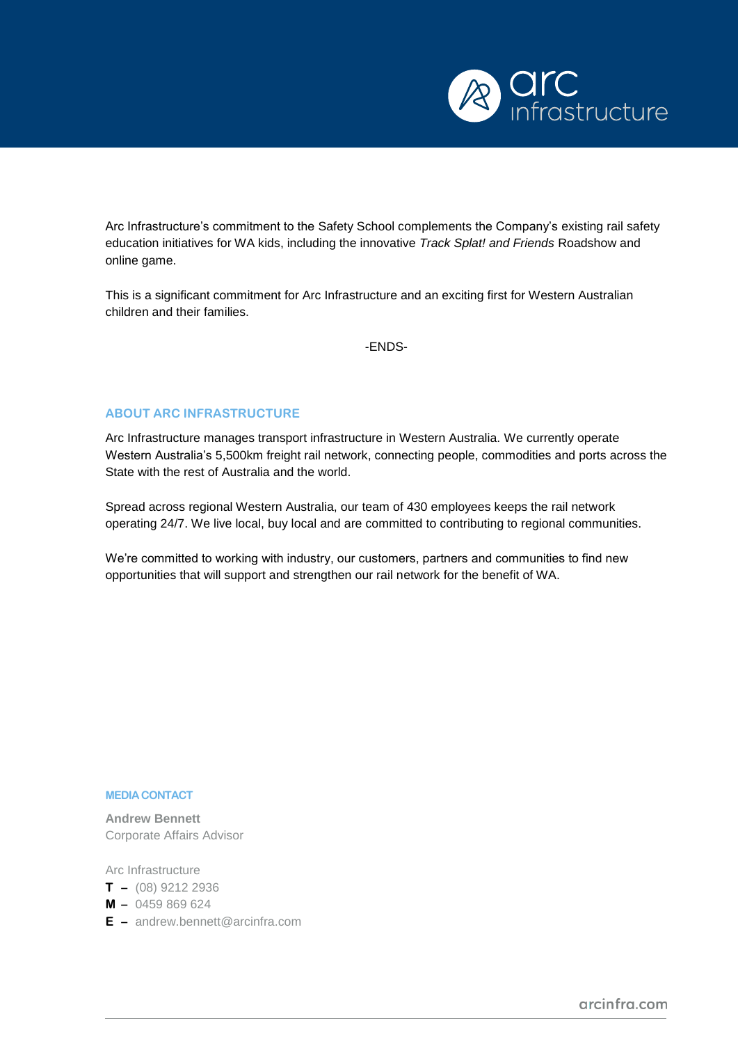Arc Infrastructure's commitment to the Safety School complements the Company's existing rail safety education initiatives for WA kids, including the innovative *Track Splat! and Friends* Roadshow and online game.

This is a significant commitment for Arc Infrastructure and an exciting first for Western Australian children and their families.

-ENDS-

## ABOUT ARC INFRASTRUCTURE

Arc Infrastructure manages transport infrastructure in Western Australia. We currently operate Western Australia's 5,500km freight rail network, connecting people, commodities and ports across the State with the rest of Australia and the world.

Spread across regional Western Australia, our team of 430 employees keeps the rail network operating 24/7. We live local, buy local and are committed to contributing to regional communities.

We're committed to working with industry, our customers, partners and communities to find new opportunities that will support and strengthen our rail network for the benefit of WA.

### MEDIA CONTACT

**Andrew Bennett**
Corporate Affairs Advisor

Arc Infrastructure
**T** – (08) 9212 2936
**M** – 0459 869 624
**E** – andrew.bennett@arcinfra.com